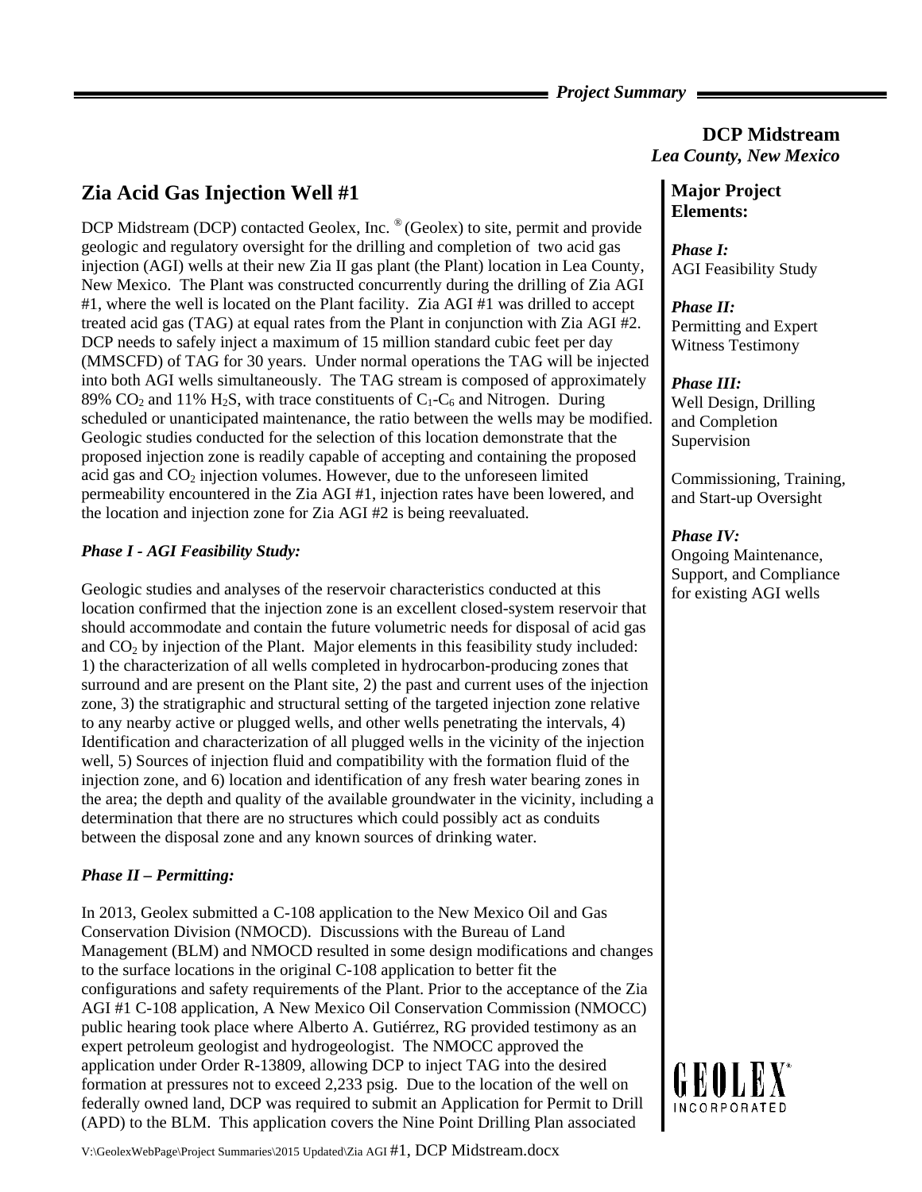*Project Summary*

**DCP Midstream**
***Lea County, New Mexico***

## Zia Acid Gas Injection Well #1

DCP Midstream (DCP) contacted Geolex, Inc. ® (Geolex) to site, permit and provide geologic and regulatory oversight for the drilling and completion of two acid gas injection (AGI) wells at their new Zia II gas plant (the Plant) location in Lea County, New Mexico. The Plant was constructed concurrently during the drilling of Zia AGI #1, where the well is located on the Plant facility. Zia AGI #1 was drilled to accept treated acid gas (TAG) at equal rates from the Plant in conjunction with Zia AGI #2. DCP needs to safely inject a maximum of 15 million standard cubic feet per day (MMSCFD) of TAG for 30 years. Under normal operations the TAG will be injected into both AGI wells simultaneously. The TAG stream is composed of approximately 89% $CO_2$ and 11% $H_2S$, with trace constituents of $C_1$-$C_6$ and Nitrogen. During scheduled or unanticipated maintenance, the ratio between the wells may be modified. Geologic studies conducted for the selection of this location demonstrate that the proposed injection zone is readily capable of accepting and containing the proposed acid gas and $CO_2$ injection volumes. However, due to the unforeseen limited permeability encountered in the Zia AGI #1, injection rates have been lowered, and the location and injection zone for Zia AGI #2 is being reevaluated.

### *Phase I - AGI Feasibility Study:*

Geologic studies and analyses of the reservoir characteristics conducted at this location confirmed that the injection zone is an excellent closed-system reservoir that should accommodate and contain the future volumetric needs for disposal of acid gas and $CO_2$ by injection of the Plant. Major elements in this feasibility study included: 1) the characterization of all wells completed in hydrocarbon-producing zones that surround and are present on the Plant site, 2) the past and current uses of the injection zone, 3) the stratigraphic and structural setting of the targeted injection zone relative to any nearby active or plugged wells, and other wells penetrating the intervals, 4) Identification and characterization of all plugged wells in the vicinity of the injection well, 5) Sources of injection fluid and compatibility with the formation fluid of the injection zone, and 6) location and identification of any fresh water bearing zones in the area; the depth and quality of the available groundwater in the vicinity, including a determination that there are no structures which could possibly act as conduits between the disposal zone and any known sources of drinking water.

### *Phase II – Permitting:*

In 2013, Geolex submitted a C-108 application to the New Mexico Oil and Gas Conservation Division (NMOCD). Discussions with the Bureau of Land Management (BLM) and NMOCD resulted in some design modifications and changes to the surface locations in the original C-108 application to better fit the configurations and safety requirements of the Plant. Prior to the acceptance of the Zia AGI #1 C-108 application, A New Mexico Oil Conservation Commission (NMOCC) public hearing took place where Alberto A. Gutiérrez, RG provided testimony as an expert petroleum geologist and hydrogeologist. The NMOCC approved the application under Order R-13809, allowing DCP to inject TAG into the desired formation at pressures not to exceed 2,233 psig. Due to the location of the well on federally owned land, DCP was required to submit an Application for Permit to Drill (APD) to the BLM. This application covers the Nine Point Drilling Plan associated

**Major Project Elements:**

***Phase I:***
AGI Feasibility Study

***Phase II:***
Permitting and Expert Witness Testimony

***Phase III:***
Well Design, Drilling and Completion Supervision

Commissioning, Training, and Start-up Oversight

***Phase IV:***
Ongoing Maintenance, Support, and Compliance for existing AGI wells

GEOLEX® INCORPORATED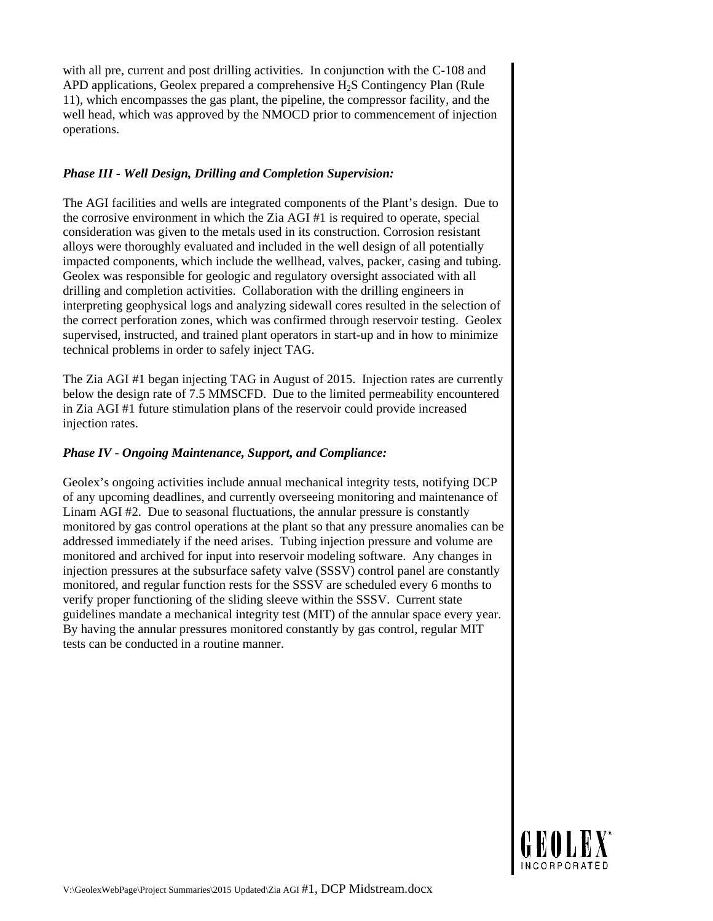with all pre, current and post drilling activities. In conjunction with the C-108 and APD applications, Geolex prepared a comprehensive $H_2S$ Contingency Plan (Rule 11), which encompasses the gas plant, the pipeline, the compressor facility, and the well head, which was approved by the NMOCD prior to commencement of injection operations.

***Phase III - Well Design, Drilling and Completion Supervision:***

The AGI facilities and wells are integrated components of the Plant's design. Due to the corrosive environment in which the Zia AGI #1 is required to operate, special consideration was given to the metals used in its construction. Corrosion resistant alloys were thoroughly evaluated and included in the well design of all potentially impacted components, which include the wellhead, valves, packer, casing and tubing. Geolex was responsible for geologic and regulatory oversight associated with all drilling and completion activities. Collaboration with the drilling engineers in interpreting geophysical logs and analyzing sidewall cores resulted in the selection of the correct perforation zones, which was confirmed through reservoir testing. Geolex supervised, instructed, and trained plant operators in start-up and in how to minimize technical problems in order to safely inject TAG.

The Zia AGI #1 began injecting TAG in August of 2015. Injection rates are currently below the design rate of 7.5 MMSCFD. Due to the limited permeability encountered in Zia AGI #1 future stimulation plans of the reservoir could provide increased injection rates.

***Phase IV - Ongoing Maintenance, Support, and Compliance:***

Geolex's ongoing activities include annual mechanical integrity tests, notifying DCP of any upcoming deadlines, and currently overseeing monitoring and maintenance of Linam AGI #2. Due to seasonal fluctuations, the annular pressure is constantly monitored by gas control operations at the plant so that any pressure anomalies can be addressed immediately if the need arises. Tubing injection pressure and volume are monitored and archived for input into reservoir modeling software. Any changes in injection pressures at the subsurface safety valve (SSSV) control panel are constantly monitored, and regular function rests for the SSSV are scheduled every 6 months to verify proper functioning of the sliding sleeve within the SSSV. Current state guidelines mandate a mechanical integrity test (MIT) of the annular space every year. By having the annular pressures monitored constantly by gas control, regular MIT tests can be conducted in a routine manner.